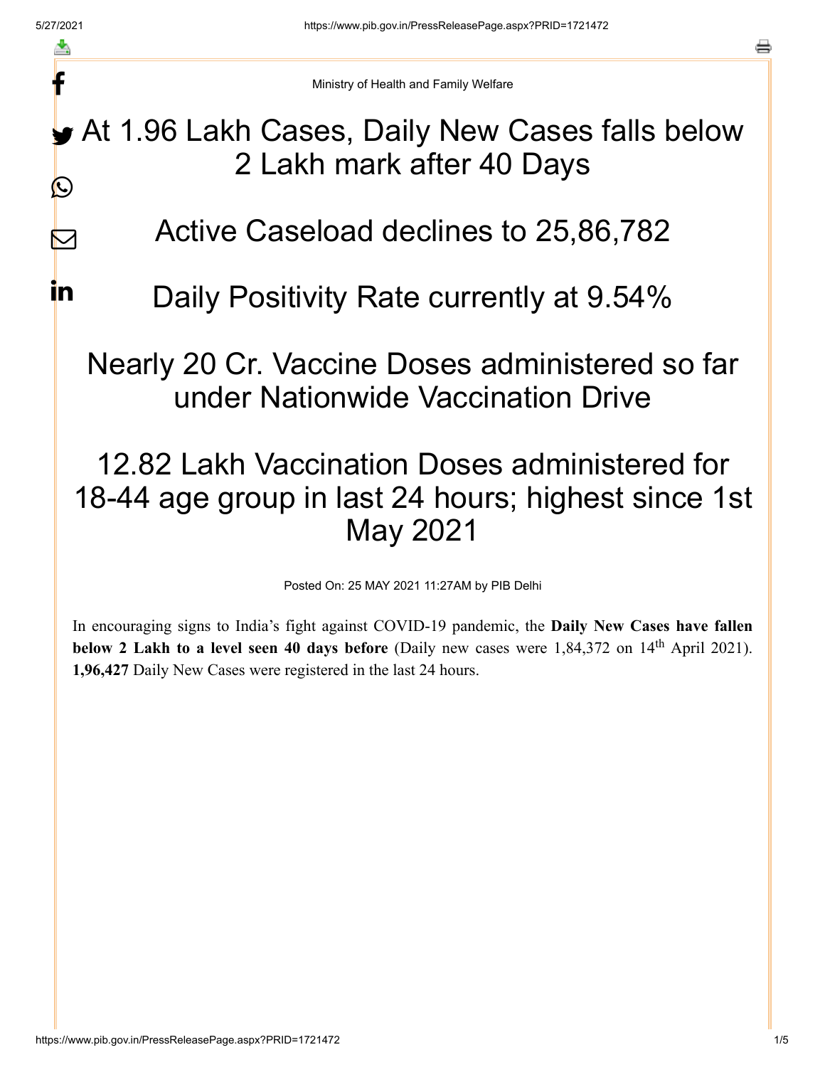Ministry of Health and Family Welfare

# At 1.96 Lakh Cases, Daily New Cases falls below 2 Lakh mark after 40 Days

# Active Caseload declines to 25,86,782

# Daily Positivity Rate currently at 9.54%

# Nearly 20 Cr. Vaccine Doses administered so far under Nationwide Vaccination Drive

# 12.82 Lakh Vaccination Doses administered for 18-44 age group in last 24 hours; highest since 1st May 2021

Posted On: 25 MAY 2021 11:27AM by PIB Delhi

In encouraging signs to India's fight against COVID-19 pandemic, the **Daily New Cases have fallen below 2 Lakh to a level seen 40 days before** (Daily new cases were 1,84,372 on 14th April 2021). **1,96,427** Daily New Cases were registered in the last 24 hours.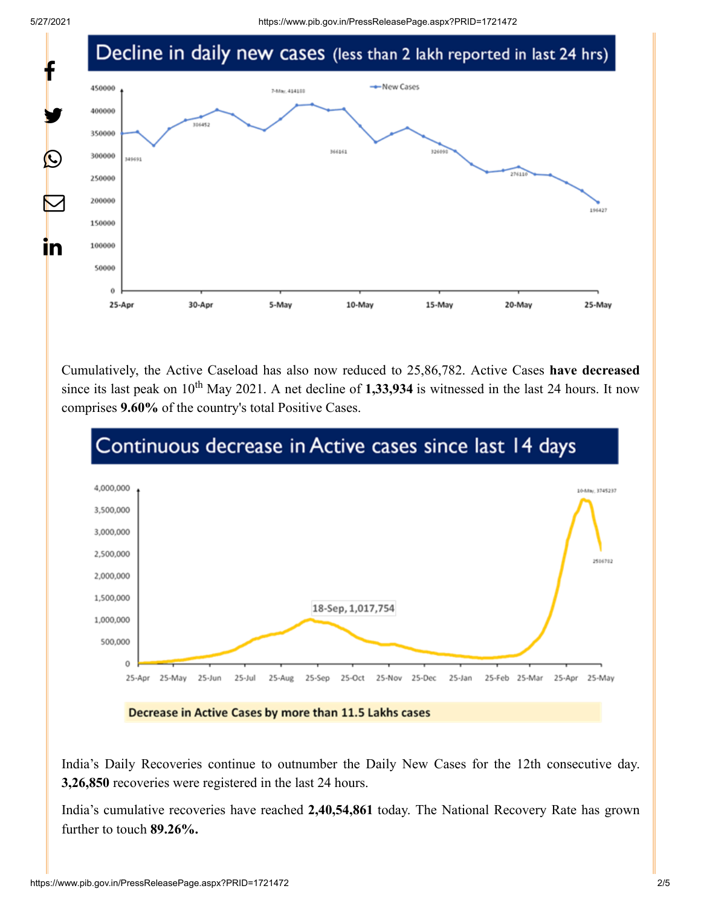## Decline in daily new cases (less than 2 lakh reported in last 24 hrs)

Cumulatively, the Active Caseload has also now reduced to 25,86,782. Active Cases **have decreased** since its last peak on 10th May 2021. A net decline of **1,33,934** is witnessed in the last 24 hours. It now comprises **9.60%** of the country's total Positive Cases.

## Continuous decrease in Active cases since last 14 days

**Decrease in Active Cases by more than 11.5 Lakhs cases**

India's Daily Recoveries continue to outnumber the Daily New Cases for the 12th consecutive day. **3,26,850** recoveries were registered in the last 24 hours.

India's cumulative recoveries have reached **2,40,54,861** today. The National Recovery Rate has grown further to touch **89.26%.**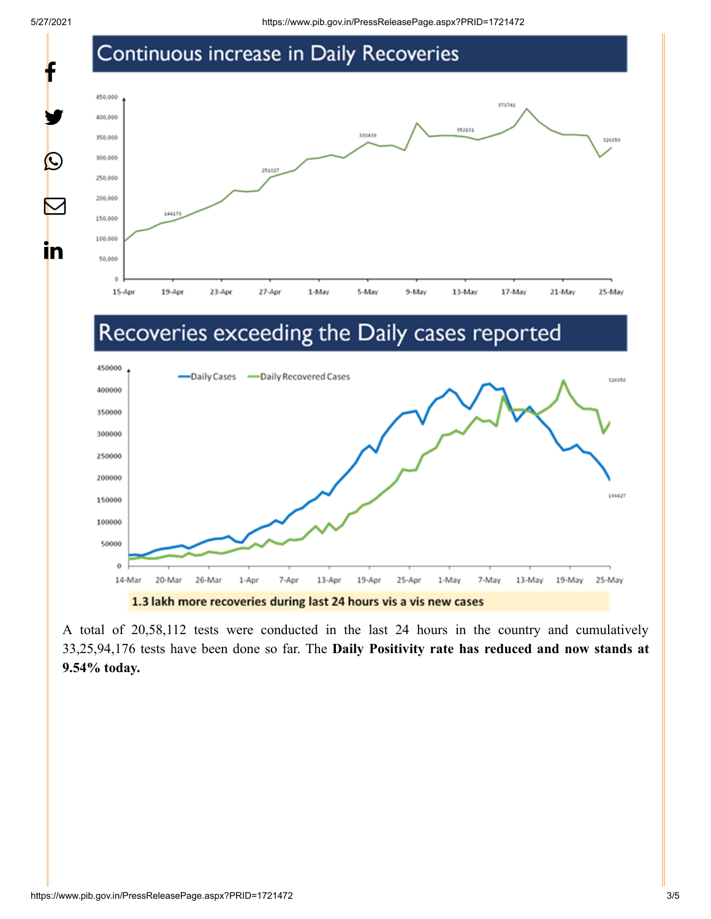## Continuous increase in Daily Recoveries

## Recoveries exceeding the Daily cases reported

**1.3 lakh more recoveries during last 24 hours vis a vis new cases**

A total of 20,58,112 tests were conducted in the last 24 hours in the country and cumulatively 33,25,94,176 tests have been done so far. The **Daily Positivity rate has reduced and now stands at 9.54% today.**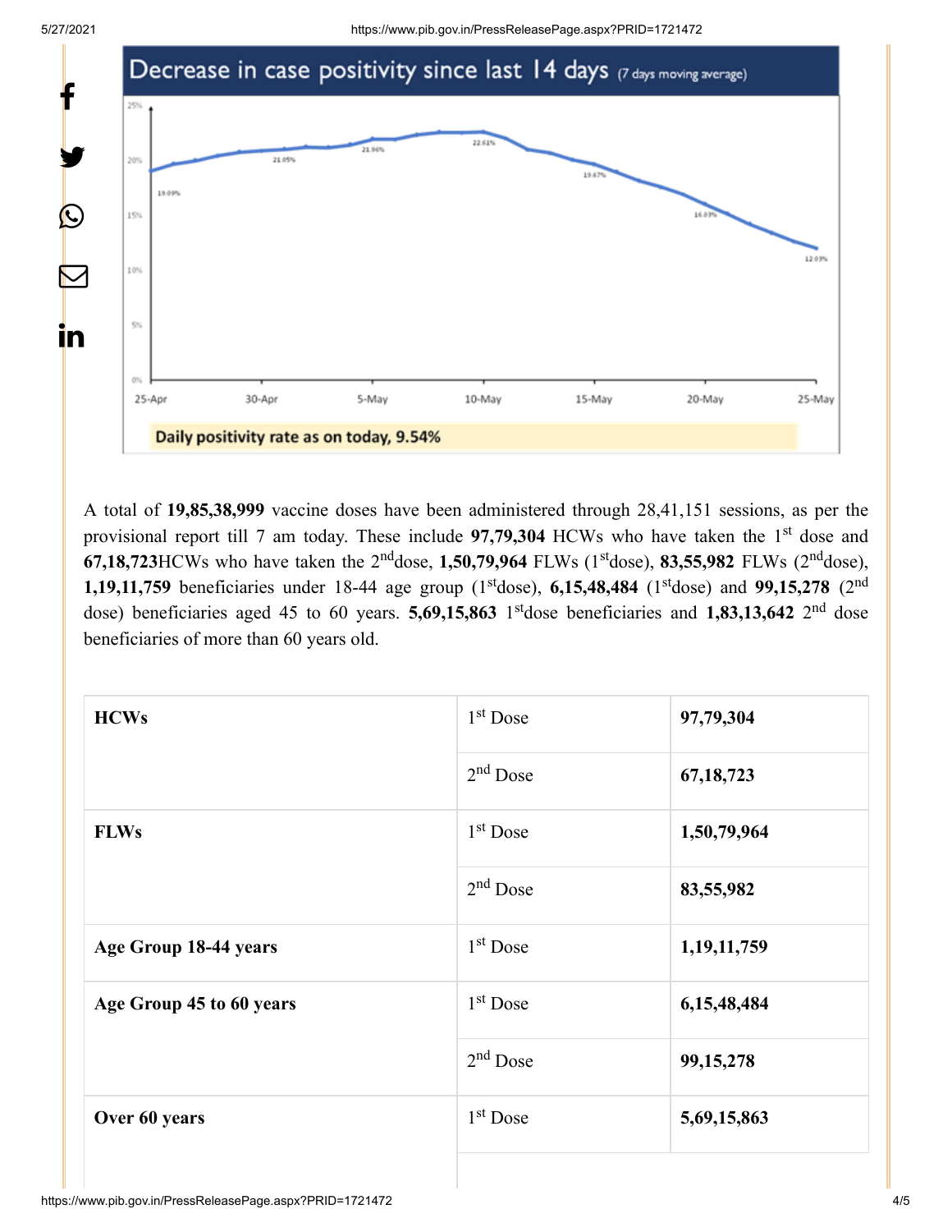## Decrease in case positivity since last 14 days (7 days moving average)

Daily positivity rate as on today, 9.54%

A total of **19,85,38,999** vaccine doses have been administered through 28,41,151 sessions, as per the provisional report till 7 am today. These include **97,79,304** HCWs who have taken the 1st dose and **67,18,723**HCWs who have taken the 2nddose, **1,50,79,964** FLWs (1stdose), **83,55,982** FLWs (2nddose), **1,19,11,759** beneficiaries under 18-44 age group (1stdose), **6,15,48,484** (1stdose) and **99,15,278** (2nd dose) beneficiaries aged 45 to 60 years. **5,69,15,863** 1stdose beneficiaries and **1,83,13,642** 2nd dose beneficiaries of more than 60 years old.

| | | |
|---|---|---|
| **HCWs** | 1st Dose | **97,79,304** |
| | 2nd Dose | **67,18,723** |
| **FLWs** | 1st Dose | **1,50,79,964** |
| | 2nd Dose | **83,55,982** |
| **Age Group 18-44 years** | 1st Dose | **1,19,11,759** |
| **Age Group 45 to 60 years** | 1st Dose | **6,15,48,484** |
| | 2nd Dose | **99,15,278** |
| **Over 60 years** | 1st Dose | **5,69,15,863** |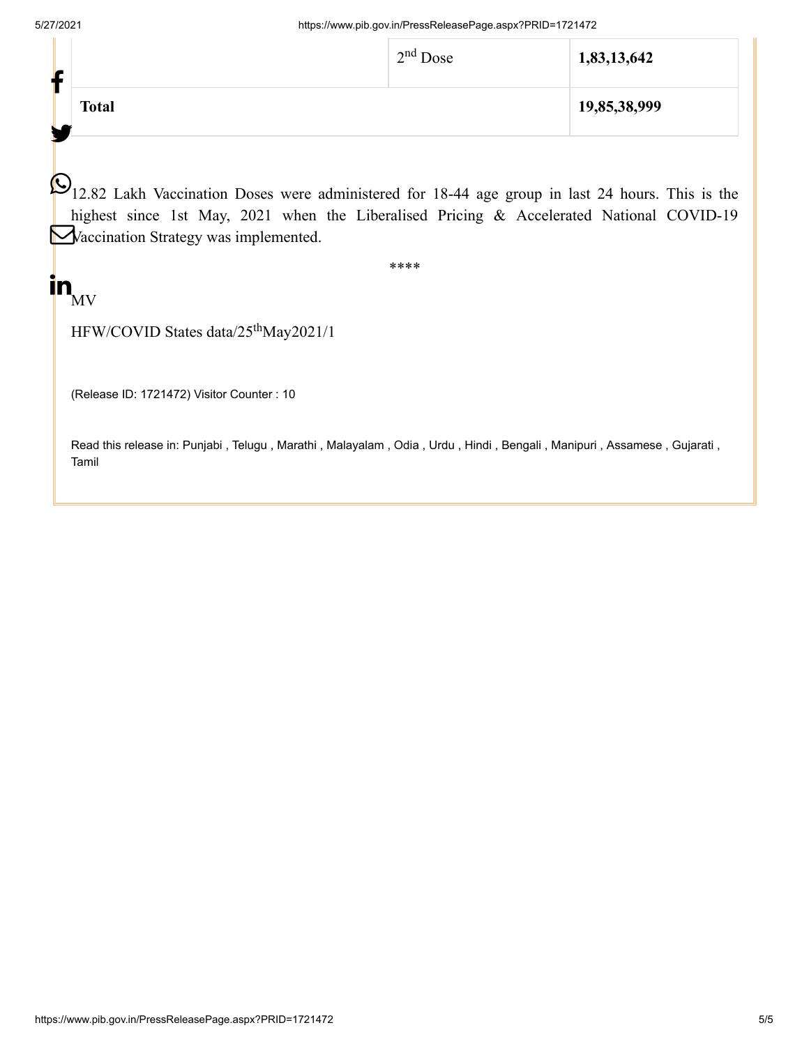| | | |
|---|---|---|
| | 2nd Dose | **1,83,13,642** |
| **Total** | | **19,85,38,999** |

12.82 Lakh Vaccination Doses were administered for 18-44 age group in last 24 hours. This is the highest since 1st May, 2021 when the Liberalised Pricing & Accelerated National COVID-19 Vaccination Strategy was implemented.

****

MV

HFW/COVID States data/25thMay2021/1

(Release ID: 1721472) Visitor Counter : 10

Read this release in: Punjabi , Telugu , Marathi , Malayalam , Odia , Urdu , Hindi , Bengali , Manipuri , Assamese , Gujarati , Tamil